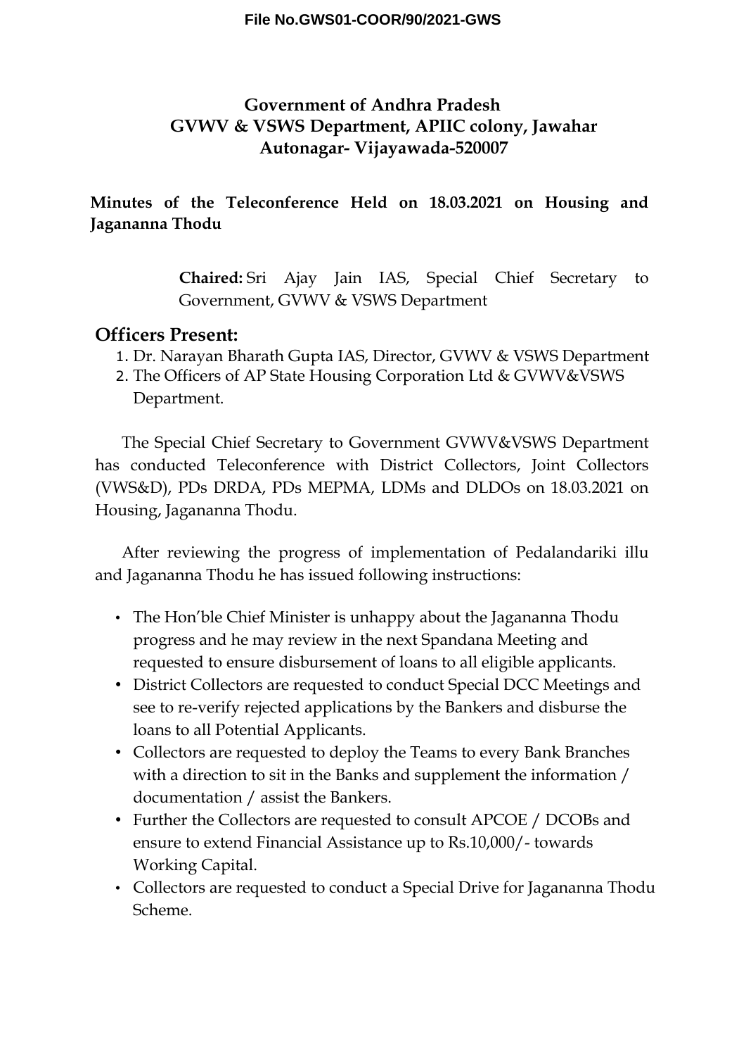File No.GWS01-COOR/90/2021-GWS

# Government of Andhra Pradesh
# GVWV & VSWS Department, APIIC colony, Jawahar Autonagar- Vijayawada-520007

**Minutes of the Teleconference Held on 18.03.2021 on Housing and Jagananna Thodu**

**Chaired:** Sri Ajay Jain IAS, Special Chief Secretary to Government, GVWV & VSWS Department

## Officers Present:

1. Dr. Narayan Bharath Gupta IAS, Director, GVWV & VSWS Department
2. The Officers of AP State Housing Corporation Ltd & GVWV&VSWS Department.

The Special Chief Secretary to Government GVWV&VSWS Department has conducted Teleconference with District Collectors, Joint Collectors (VWS&D), PDs DRDA, PDs MEPMA, LDMs and DLDOs on 18.03.2021 on Housing, Jagananna Thodu.

After reviewing the progress of implementation of Pedalandariki illu and Jagananna Thodu he has issued following instructions:

- The Hon'ble Chief Minister is unhappy about the Jagananna Thodu progress and he may review in the next Spandana Meeting and requested to ensure disbursement of loans to all eligible applicants.
- District Collectors are requested to conduct Special DCC Meetings and see to re-verify rejected applications by the Bankers and disburse the loans to all Potential Applicants.
- Collectors are requested to deploy the Teams to every Bank Branches with a direction to sit in the Banks and supplement the information / documentation / assist the Bankers.
- Further the Collectors are requested to consult APCOE / DCOBs and ensure to extend Financial Assistance up to Rs.10,000/- towards Working Capital.
- Collectors are requested to conduct a Special Drive for Jagananna Thodu Scheme.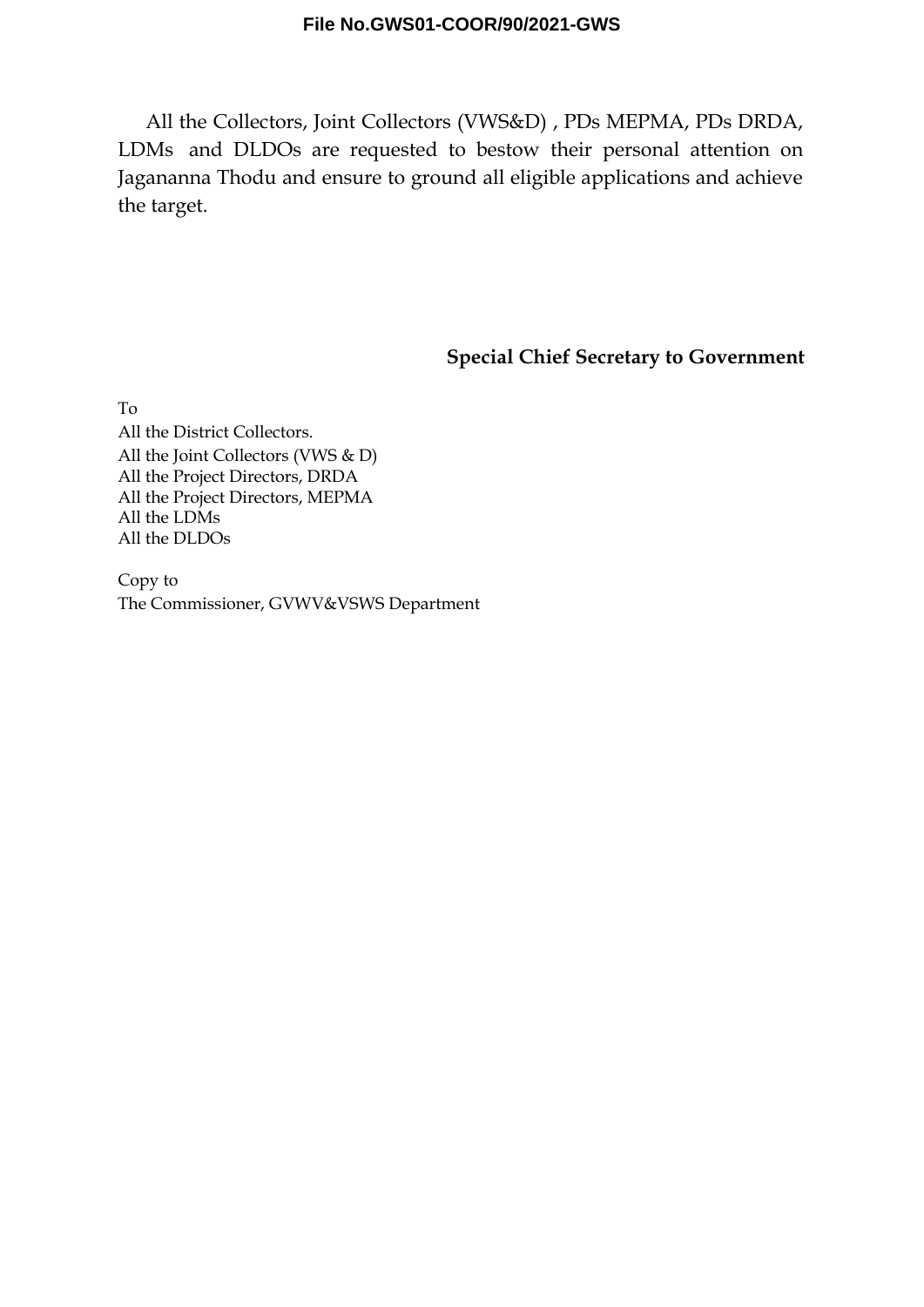All the Collectors, Joint Collectors (VWS&D) , PDs MEPMA, PDs DRDA, LDMs and DLDOs are requested to bestow their personal attention on Jagananna Thodu and ensure to ground all eligible applications and achieve the target.

**Special Chief Secretary to Government**

To
All the District Collectors.
All the Joint Collectors (VWS & D)
All the Project Directors, DRDA
All the Project Directors, MEPMA
All the LDMs
All the DLDOs

Copy to
The Commissioner, GVWV&VSWS Department